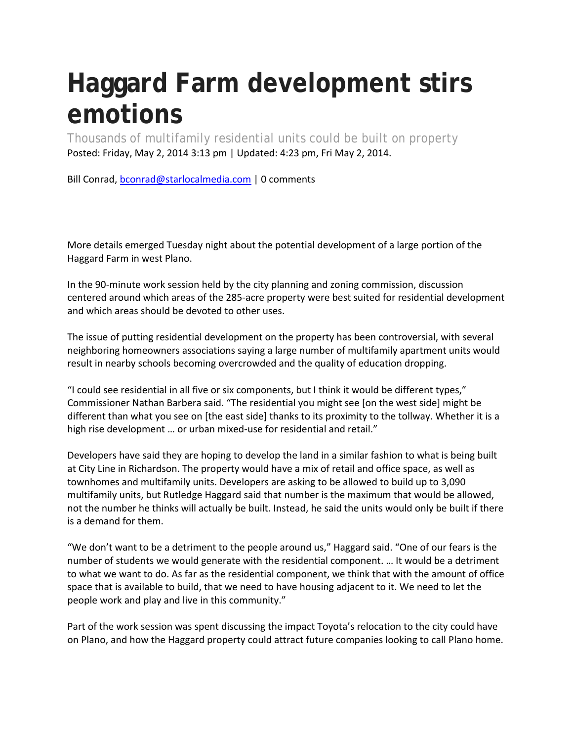# Haggard Farm development stirs emotions

Thousands of multifamily residential units could be built on property

Posted: Friday, May 2, 2014 3:13 pm | Updated: 4:23 pm, Fri May 2, 2014.

Bill Conrad, bconrad@starlocalmedia.com | 0 comments

More details emerged Tuesday night about the potential development of a large portion of the Haggard Farm in west Plano.

In the 90-minute work session held by the city planning and zoning commission, discussion centered around which areas of the 285-acre property were best suited for residential development and which areas should be devoted to other uses.

The issue of putting residential development on the property has been controversial, with several neighboring homeowners associations saying a large number of multifamily apartment units would result in nearby schools becoming overcrowded and the quality of education dropping.

"I could see residential in all five or six components, but I think it would be different types," Commissioner Nathan Barbera said. "The residential you might see [on the west side] might be different than what you see on [the east side] thanks to its proximity to the tollway. Whether it is a high rise development … or urban mixed-use for residential and retail."

Developers have said they are hoping to develop the land in a similar fashion to what is being built at City Line in Richardson. The property would have a mix of retail and office space, as well as townhomes and multifamily units. Developers are asking to be allowed to build up to 3,090 multifamily units, but Rutledge Haggard said that number is the maximum that would be allowed, not the number he thinks will actually be built. Instead, he said the units would only be built if there is a demand for them.

"We don't want to be a detriment to the people around us," Haggard said. "One of our fears is the number of students we would generate with the residential component. … It would be a detriment to what we want to do. As far as the residential component, we think that with the amount of office space that is available to build, that we need to have housing adjacent to it. We need to let the people work and play and live in this community."

Part of the work session was spent discussing the impact Toyota's relocation to the city could have on Plano, and how the Haggard property could attract future companies looking to call Plano home.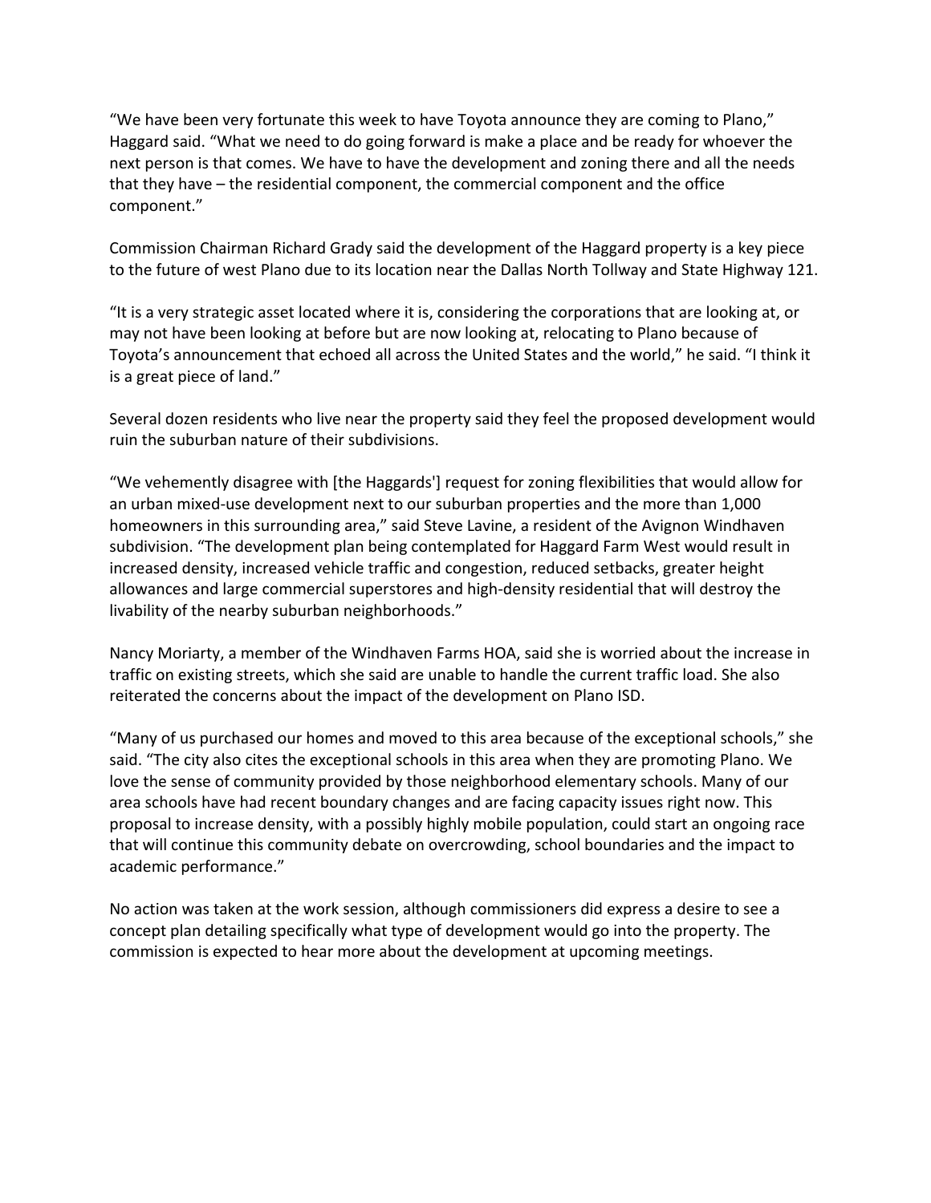"We have been very fortunate this week to have Toyota announce they are coming to Plano," Haggard said. "What we need to do going forward is make a place and be ready for whoever the next person is that comes. We have to have the development and zoning there and all the needs that they have – the residential component, the commercial component and the office component."

Commission Chairman Richard Grady said the development of the Haggard property is a key piece to the future of west Plano due to its location near the Dallas North Tollway and State Highway 121.

"It is a very strategic asset located where it is, considering the corporations that are looking at, or may not have been looking at before but are now looking at, relocating to Plano because of Toyota's announcement that echoed all across the United States and the world," he said. "I think it is a great piece of land."

Several dozen residents who live near the property said they feel the proposed development would ruin the suburban nature of their subdivisions.

"We vehemently disagree with [the Haggards'] request for zoning flexibilities that would allow for an urban mixed-use development next to our suburban properties and the more than 1,000 homeowners in this surrounding area," said Steve Lavine, a resident of the Avignon Windhaven subdivision. "The development plan being contemplated for Haggard Farm West would result in increased density, increased vehicle traffic and congestion, reduced setbacks, greater height allowances and large commercial superstores and high-density residential that will destroy the livability of the nearby suburban neighborhoods."

Nancy Moriarty, a member of the Windhaven Farms HOA, said she is worried about the increase in traffic on existing streets, which she said are unable to handle the current traffic load. She also reiterated the concerns about the impact of the development on Plano ISD.

"Many of us purchased our homes and moved to this area because of the exceptional schools," she said. "The city also cites the exceptional schools in this area when they are promoting Plano. We love the sense of community provided by those neighborhood elementary schools. Many of our area schools have had recent boundary changes and are facing capacity issues right now. This proposal to increase density, with a possibly highly mobile population, could start an ongoing race that will continue this community debate on overcrowding, school boundaries and the impact to academic performance."

No action was taken at the work session, although commissioners did express a desire to see a concept plan detailing specifically what type of development would go into the property. The commission is expected to hear more about the development at upcoming meetings.